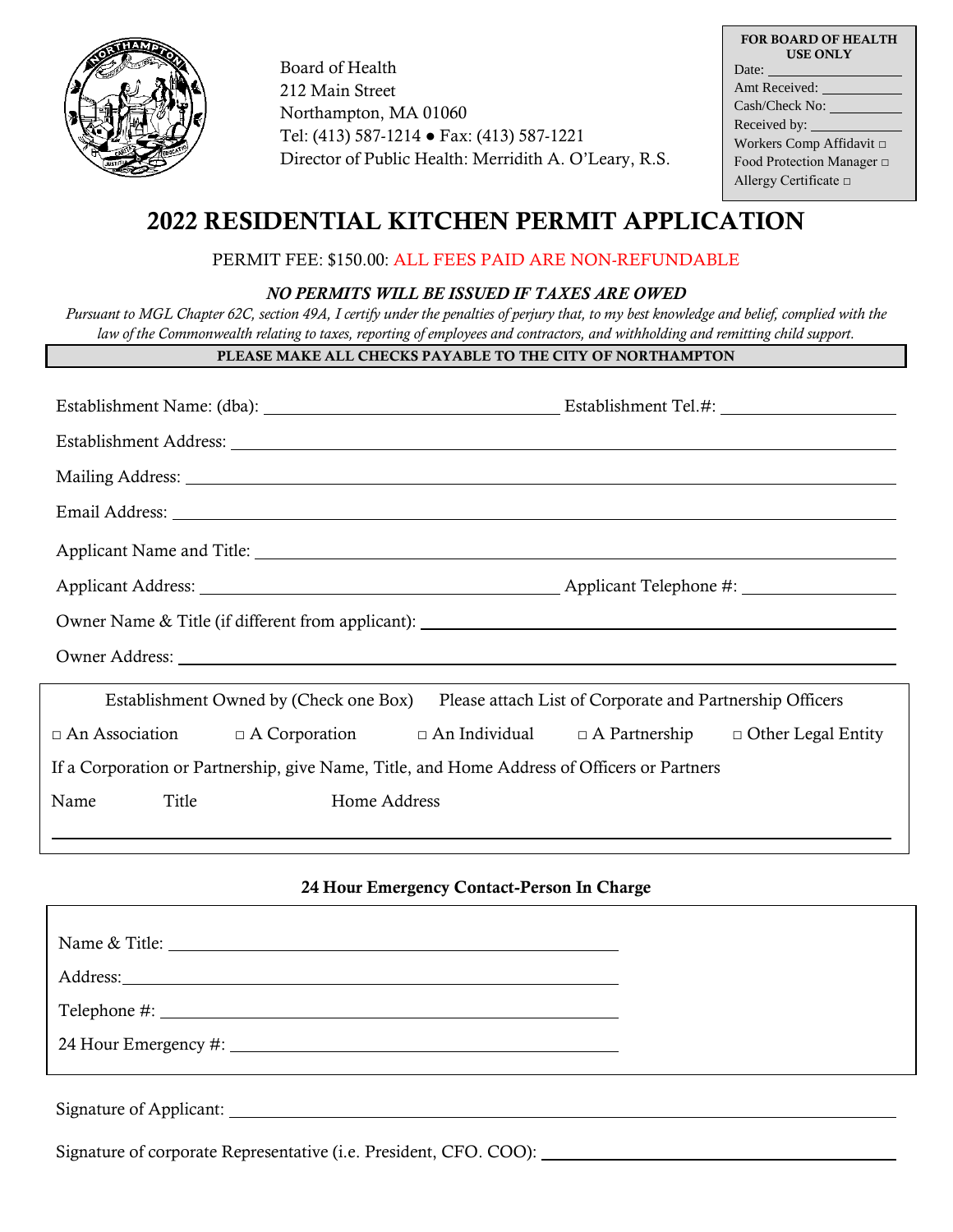Board of Health
212 Main Street
Northampton, MA 01060
Tel: (413) 587-1214 ● Fax: (413) 587-1221
Director of Public Health: Merridith A. O'Leary, R.S.

**FOR BOARD OF HEALTH USE ONLY**
Date: ____________
Amt Received: ____________
Cash/Check No: ____________
Received by: ____________
Workers Comp Affidavit □
Food Protection Manager □
Allergy Certificate □

# 2022 RESIDENTIAL KITCHEN PERMIT APPLICATION

PERMIT FEE: $150.00: ALL FEES PAID ARE NON-REFUNDABLE

***NO PERMITS WILL BE ISSUED IF TAXES ARE OWED***

*Pursuant to MGL Chapter 62C, section 49A, I certify under the penalties of perjury that, to my best knowledge and belief, complied with the law of the Commonwealth relating to taxes, reporting of employees and contractors, and withholding and remitting child support.*

**PLEASE MAKE ALL CHECKS PAYABLE TO THE CITY OF NORTHAMPTON**

Establishment Name: (dba): ____________________ Establishment Tel.#: ____________________

Establishment Address: ________________________________________

Mailing Address: ________________________________________

Email Address: ________________________________________

Applicant Name and Title: ________________________________________

Applicant Address: ____________________ Applicant Telephone #: ____________________

Owner Name & Title (if different from applicant): ________________________________________

Owner Address: ________________________________________

Establishment Owned by (Check one Box) Please attach List of Corporate and Partnership Officers

□ An Association □ A Corporation □ An Individual □ A Partnership □ Other Legal Entity

If a Corporation or Partnership, give Name, Title, and Home Address of Officers or Partners

Name Title Home Address

________________________________________

**24 Hour Emergency Contact-Person In Charge**

Name & Title: ________________________________________

Address: ________________________________________

Telephone #: ________________________________________

24 Hour Emergency #: ________________________________________

Signature of Applicant: ________________________________________

Signature of corporate Representative (i.e. President, CFO. COO): ________________________________________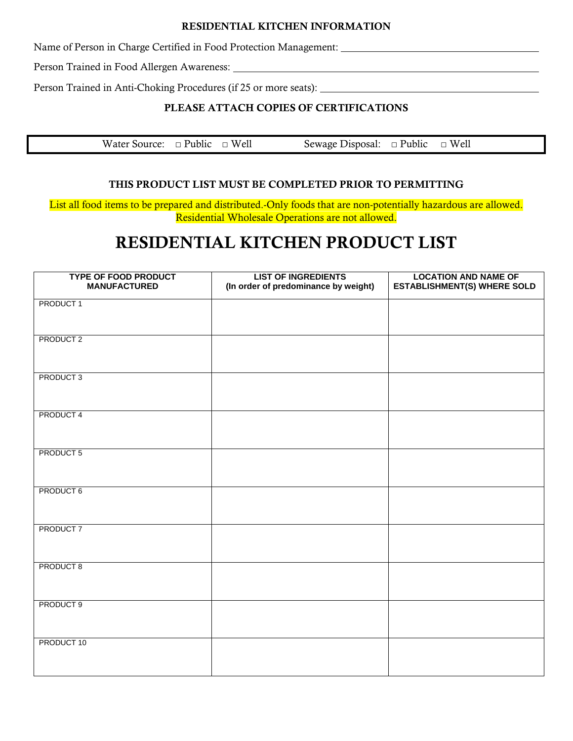**RESIDENTIAL KITCHEN INFORMATION**

Name of Person in Charge Certified in Food Protection Management: ______________________________

Person Trained in Food Allergen Awareness: ______________________________

Person Trained in Anti-Choking Procedures (if 25 or more seats): ______________________________

**PLEASE ATTACH COPIES OF CERTIFICATIONS**

Water Source: □ Public □ Well Sewage Disposal: □ Public □ Well

**THIS PRODUCT LIST MUST BE COMPLETED PRIOR TO PERMITTING**

List all food items to be prepared and distributed.-Only foods that are non-potentially hazardous are allowed. Residential Wholesale Operations are not allowed.

# RESIDENTIAL KITCHEN PRODUCT LIST

| TYPE OF FOOD PRODUCT MANUFACTURED | LIST OF INGREDIENTS (In order of predominance by weight) | LOCATION AND NAME OF ESTABLISHMENT(S) WHERE SOLD |
|---|---|---|
| PRODUCT 1 | | |
| PRODUCT 2 | | |
| PRODUCT 3 | | |
| PRODUCT 4 | | |
| PRODUCT 5 | | |
| PRODUCT 6 | | |
| PRODUCT 7 | | |
| PRODUCT 8 | | |
| PRODUCT 9 | | |
| PRODUCT 10 | | |